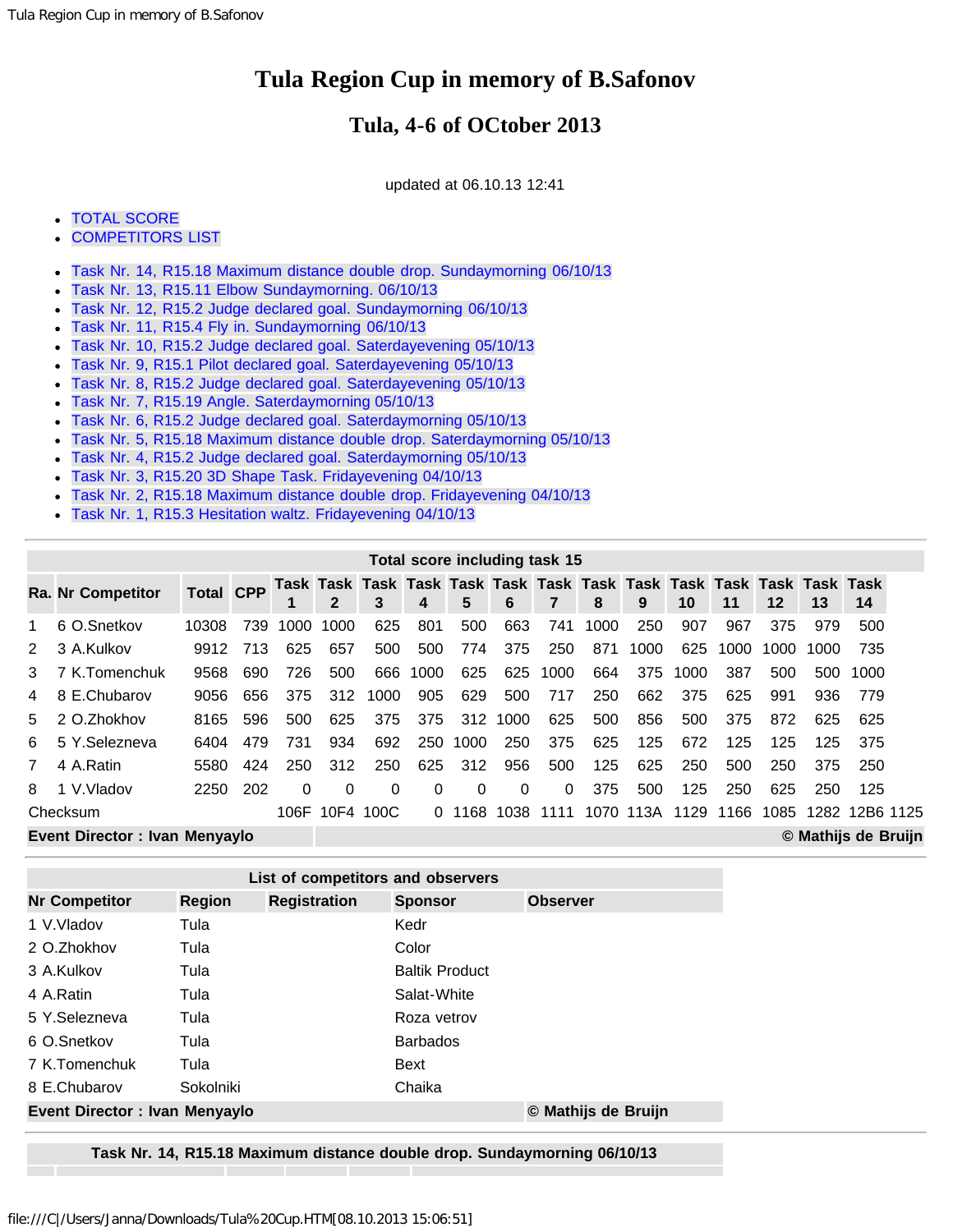# Tula Region Cup in memory of B.Safonov

## Tula, 4-6 of OCtober 2013

updated at 06.10.13 12:41

- TOTAL SCORE
- COMPETITORS LIST

- Task Nr. 14, R15.18 Maximum distance double drop. Sundaymorning 06/10/13
- Task Nr. 13, R15.11 Elbow Sundaymorning. 06/10/13
- Task Nr. 12, R15.2 Judge declared goal. Sundaymorning 06/10/13
- Task Nr. 11, R15.4 Fly in. Sundaymorning 06/10/13
- Task Nr. 10, R15.2 Judge declared goal. Saterdayevening 05/10/13
- Task Nr. 9, R15.1 Pilot declared goal. Saterdayevening 05/10/13
- Task Nr. 8, R15.2 Judge declared goal. Saterdayevening 05/10/13
- Task Nr. 7, R15.19 Angle. Saterdaymorning 05/10/13
- Task Nr. 6, R15.2 Judge declared goal. Saterdaymorning 05/10/13
- Task Nr. 5, R15.18 Maximum distance double drop. Saterdaymorning 05/10/13
- Task Nr. 4, R15.2 Judge declared goal. Saterdaymorning 05/10/13
- Task Nr. 3, R15.20 3D Shape Task. Fridayevening 04/10/13
- Task Nr. 2, R15.18 Maximum distance double drop. Fridayevening 04/10/13
- Task Nr. 1, R15.3 Hesitation waltz. Fridayevening 04/10/13

**Total score including task 15**

| Ra. | Nr Competitor | Total | CPP | Task 1 | Task 2 | Task 3 | Task 4 | Task 5 | Task 6 | Task 7 | Task 8 | Task 9 | Task 10 | Task 11 | Task 12 | Task 13 | Task 14 | |
|---|---|---|---|---|---|---|---|---|---|---|---|---|---|---|---|---|---|---|
| 1 | 6 O.Snetkov | 10308 | 739 | 1000 | 1000 | 625 | 801 | 500 | 663 | 741 | 1000 | 250 | 907 | 967 | 375 | 979 | 500 | |
| 2 | 3 A.Kulkov | 9912 | 713 | 625 | 657 | 500 | 500 | 774 | 375 | 250 | 871 | 1000 | 625 | 1000 | 1000 | 1000 | 735 | |
| 3 | 7 K.Tomenchuk | 9568 | 690 | 726 | 500 | 666 | 1000 | 625 | 625 | 1000 | 664 | 375 | 1000 | 387 | 500 | 500 | 1000 | |
| 4 | 8 E.Chubarov | 9056 | 656 | 375 | 312 | 1000 | 905 | 629 | 500 | 717 | 250 | 662 | 375 | 625 | 991 | 936 | 779 | |
| 5 | 2 O.Zhokhov | 8165 | 596 | 500 | 625 | 375 | 375 | 312 | 1000 | 625 | 500 | 856 | 500 | 375 | 872 | 625 | 625 | |
| 6 | 5 Y.Selezneva | 6404 | 479 | 731 | 934 | 692 | 250 | 1000 | 250 | 375 | 625 | 125 | 672 | 125 | 125 | 125 | 375 | |
| 7 | 4 A.Ratin | 5580 | 424 | 250 | 312 | 250 | 625 | 312 | 956 | 500 | 125 | 625 | 250 | 500 | 250 | 375 | 250 | |
| 8 | 1 V.Vladov | 2250 | 202 | 0 | 0 | 0 | 0 | 0 | 0 | 0 | 375 | 500 | 125 | 250 | 625 | 250 | 125 | |
| Checksum | | | | 106F | 10F4 | 100C | 0 | 1168 | 1038 | 1111 | 1070 | 113A | 1129 | 1166 | 1085 | 1282 | 12B6 | 1125 |

**Event Director : Ivan Menyaylo** — **© Mathijs de Bruijn**

**List of competitors and observers**

| Nr Competitor | Region | Registration | Sponsor | Observer |
|---|---|---|---|---|
| 1 V.Vladov | Tula | | Kedr | |
| 2 O.Zhokhov | Tula | | Color | |
| 3 A.Kulkov | Tula | | Baltik Product | |
| 4 A.Ratin | Tula | | Salat-White | |
| 5 Y.Selezneva | Tula | | Roza vetrov | |
| 6 O.Snetkov | Tula | | Barbados | |
| 7 K.Tomenchuk | Tula | | Bext | |
| 8 E.Chubarov | Sokolniki | | Chaika | |

**Event Director : Ivan Menyaylo** — **© Mathijs de Bruijn**

**Task Nr. 14, R15.18 Maximum distance double drop. Sundaymorning 06/10/13**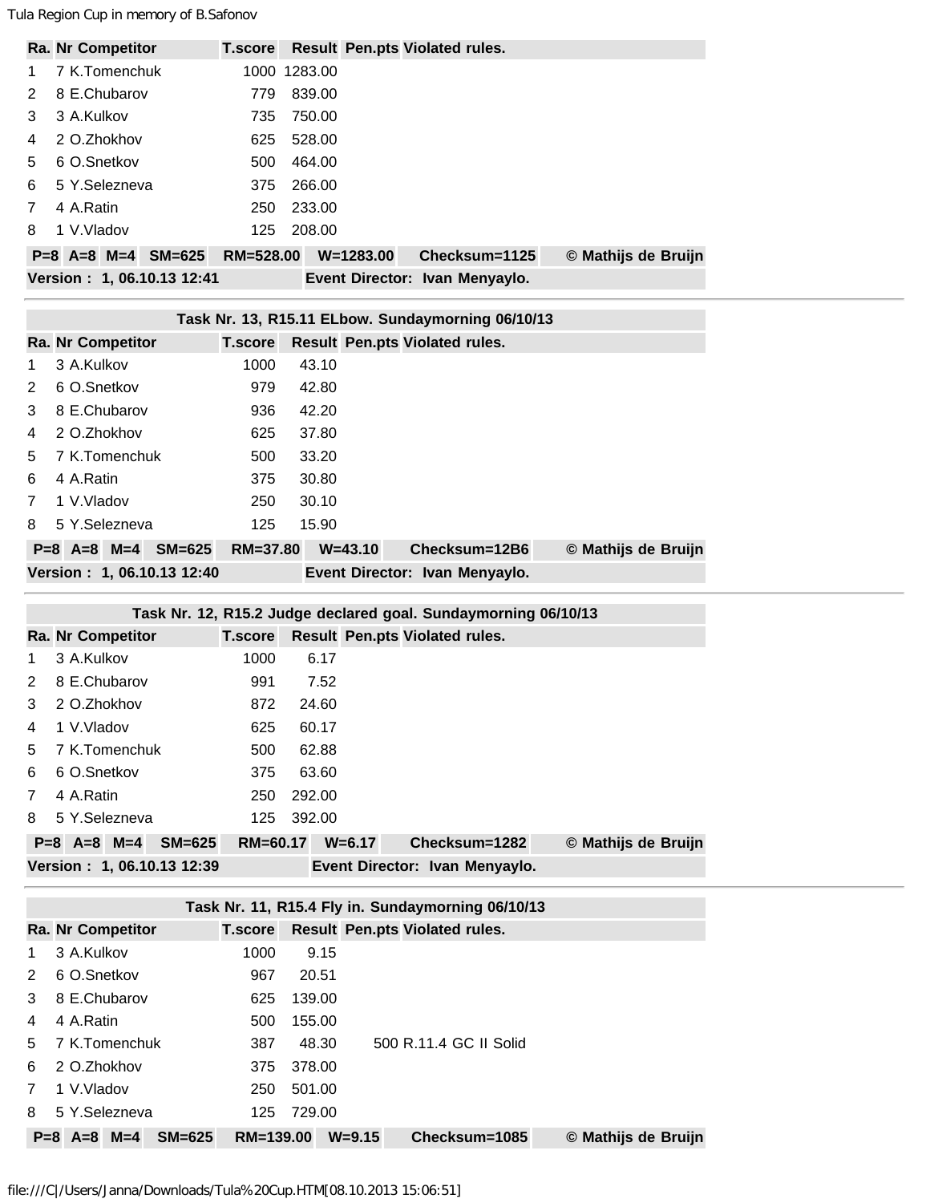| Ra. | Nr | Competitor | T.score | Result | Pen.pts | Violated rules. |
|---|---|---|---|---|---|---|
| 1 | 7 | K.Tomenchuk | 1000 | 1283.00 | | |
| 2 | 8 | E.Chubarov | 779 | 839.00 | | |
| 3 | 3 | A.Kulkov | 735 | 750.00 | | |
| 4 | 2 | O.Zhokhov | 625 | 528.00 | | |
| 5 | 6 | O.Snetkov | 500 | 464.00 | | |
| 6 | 5 | Y.Selezneva | 375 | 266.00 | | |
| 7 | 4 | A.Ratin | 250 | 233.00 | | |
| 8 | 1 | V.Vladov | 125 | 208.00 | | |

**P=8 A=8 M=4 SM=625 RM=528.00 W=1283.00 Checksum=1125 © Mathijs de Bruijn**

**Version : 1, 06.10.13 12:41 Event Director: Ivan Menyaylo.**

---

**Task Nr. 13, R15.11 ELbow. Sundaymorning 06/10/13**

| Ra. | Nr | Competitor | T.score | Result | Pen.pts | Violated rules. |
|---|---|---|---|---|---|---|
| 1 | 3 | A.Kulkov | 1000 | 43.10 | | |
| 2 | 6 | O.Snetkov | 979 | 42.80 | | |
| 3 | 8 | E.Chubarov | 936 | 42.20 | | |
| 4 | 2 | O.Zhokhov | 625 | 37.80 | | |
| 5 | 7 | K.Tomenchuk | 500 | 33.20 | | |
| 6 | 4 | A.Ratin | 375 | 30.80 | | |
| 7 | 1 | V.Vladov | 250 | 30.10 | | |
| 8 | 5 | Y.Selezneva | 125 | 15.90 | | |

**P=8 A=8 M=4 SM=625 RM=37.80 W=43.10 Checksum=12B6 © Mathijs de Bruijn**

**Version : 1, 06.10.13 12:40 Event Director: Ivan Menyaylo.**

---

**Task Nr. 12, R15.2 Judge declared goal. Sundaymorning 06/10/13**

| Ra. | Nr | Competitor | T.score | Result | Pen.pts | Violated rules. |
|---|---|---|---|---|---|---|
| 1 | 3 | A.Kulkov | 1000 | 6.17 | | |
| 2 | 8 | E.Chubarov | 991 | 7.52 | | |
| 3 | 2 | O.Zhokhov | 872 | 24.60 | | |
| 4 | 1 | V.Vladov | 625 | 60.17 | | |
| 5 | 7 | K.Tomenchuk | 500 | 62.88 | | |
| 6 | 6 | O.Snetkov | 375 | 63.60 | | |
| 7 | 4 | A.Ratin | 250 | 292.00 | | |
| 8 | 5 | Y.Selezneva | 125 | 392.00 | | |

**P=8 A=8 M=4 SM=625 RM=60.17 W=6.17 Checksum=1282 © Mathijs de Bruijn**

**Version : 1, 06.10.13 12:39 Event Director: Ivan Menyaylo.**

---

**Task Nr. 11, R15.4 Fly in. Sundaymorning 06/10/13**

| Ra. | Nr | Competitor | T.score | Result | Pen.pts | Violated rules. |
|---|---|---|---|---|---|---|
| 1 | 3 | A.Kulkov | 1000 | 9.15 | | |
| 2 | 6 | O.Snetkov | 967 | 20.51 | | |
| 3 | 8 | E.Chubarov | 625 | 139.00 | | |
| 4 | 4 | A.Ratin | 500 | 155.00 | | |
| 5 | 7 | K.Tomenchuk | 387 | 48.30 | 500 | R.11.4 GC II Solid |
| 6 | 2 | O.Zhokhov | 375 | 378.00 | | |
| 7 | 1 | V.Vladov | 250 | 501.00 | | |
| 8 | 5 | Y.Selezneva | 125 | 729.00 | | |

**P=8 A=8 M=4 SM=625 RM=139.00 W=9.15 Checksum=1085 © Mathijs de Bruijn**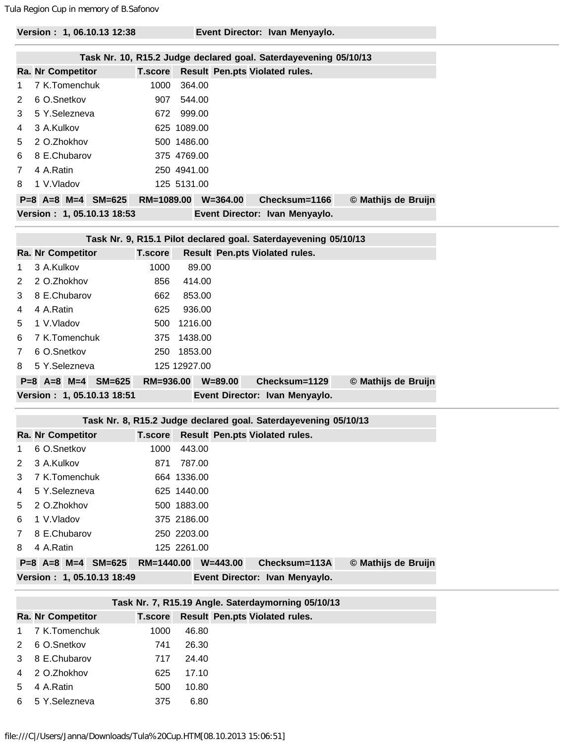Version : 1, 06.10.13 12:38 | Event Director: Ivan Menyaylo.

### Task Nr. 10, R15.2 Judge declared goal. Saterdayevening 05/10/13

| Ra. | Nr | Competitor | T.score | Result | Pen.pts | Violated rules. |
|---|---|---|---|---|---|---|
| 1 | 7 | K.Tomenchuk | 1000 | 364.00 | | |
| 2 | 6 | O.Snetkov | 907 | 544.00 | | |
| 3 | 5 | Y.Selezneva | 672 | 999.00 | | |
| 4 | 3 | A.Kulkov | 625 | 1089.00 | | |
| 5 | 2 | O.Zhokhov | 500 | 1486.00 | | |
| 6 | 8 | E.Chubarov | 375 | 4769.00 | | |
| 7 | 4 | A.Ratin | 250 | 4941.00 | | |
| 8 | 1 | V.Vladov | 125 | 5131.00 | | |

**P=8 A=8 M=4 SM=625 RM=1089.00 W=364.00 Checksum=1166 © Mathijs de Bruijn**

Version : 1, 05.10.13 18:53 | Event Director: Ivan Menyaylo.

### Task Nr. 9, R15.1 Pilot declared goal. Saterdayevening 05/10/13

| Ra. | Nr | Competitor | T.score | Result | Pen.pts | Violated rules. |
|---|---|---|---|---|---|---|
| 1 | 3 | A.Kulkov | 1000 | 89.00 | | |
| 2 | 2 | O.Zhokhov | 856 | 414.00 | | |
| 3 | 8 | E.Chubarov | 662 | 853.00 | | |
| 4 | 4 | A.Ratin | 625 | 936.00 | | |
| 5 | 1 | V.Vladov | 500 | 1216.00 | | |
| 6 | 7 | K.Tomenchuk | 375 | 1438.00 | | |
| 7 | 6 | O.Snetkov | 250 | 1853.00 | | |
| 8 | 5 | Y.Selezneva | 125 | 12927.00 | | |

**P=8 A=8 M=4 SM=625 RM=936.00 W=89.00 Checksum=1129 © Mathijs de Bruijn**

Version : 1, 05.10.13 18:51 | Event Director: Ivan Menyaylo.

### Task Nr. 8, R15.2 Judge declared goal. Saterdayevening 05/10/13

| Ra. | Nr | Competitor | T.score | Result | Pen.pts | Violated rules. |
|---|---|---|---|---|---|---|
| 1 | 6 | O.Snetkov | 1000 | 443.00 | | |
| 2 | 3 | A.Kulkov | 871 | 787.00 | | |
| 3 | 7 | K.Tomenchuk | 664 | 1336.00 | | |
| 4 | 5 | Y.Selezneva | 625 | 1440.00 | | |
| 5 | 2 | O.Zhokhov | 500 | 1883.00 | | |
| 6 | 1 | V.Vladov | 375 | 2186.00 | | |
| 7 | 8 | E.Chubarov | 250 | 2203.00 | | |
| 8 | 4 | A.Ratin | 125 | 2261.00 | | |

**P=8 A=8 M=4 SM=625 RM=1440.00 W=443.00 Checksum=113A © Mathijs de Bruijn**

Version : 1, 05.10.13 18:49 | Event Director: Ivan Menyaylo.

### Task Nr. 7, R15.19 Angle. Saterdaymorning 05/10/13

| Ra. | Nr | Competitor | T.score | Result | Pen.pts | Violated rules. |
|---|---|---|---|---|---|---|
| 1 | 7 | K.Tomenchuk | 1000 | 46.80 | | |
| 2 | 6 | O.Snetkov | 741 | 26.30 | | |
| 3 | 8 | E.Chubarov | 717 | 24.40 | | |
| 4 | 2 | O.Zhokhov | 625 | 17.10 | | |
| 5 | 4 | A.Ratin | 500 | 10.80 | | |
| 6 | 5 | Y.Selezneva | 375 | 6.80 | | |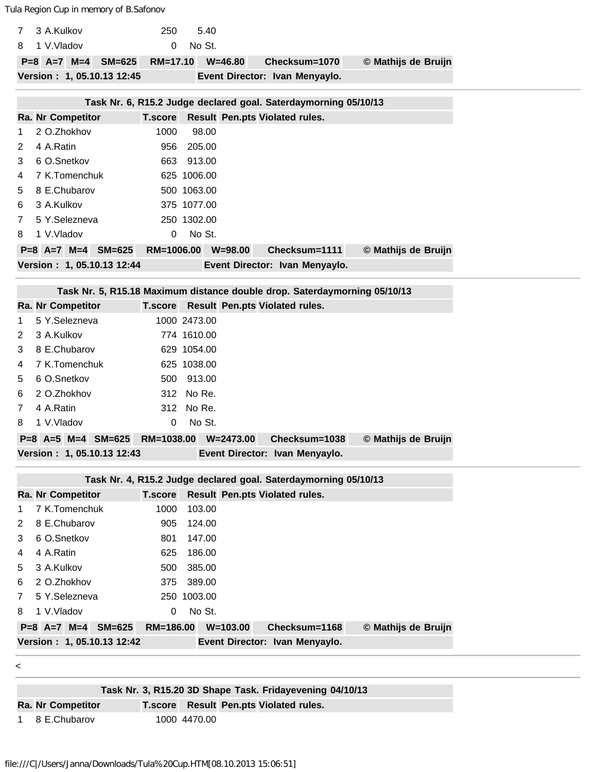| Ra. | Nr | Competitor | T.score | Result | Pen.pts | Violated rules. |
|---|---|---|---|---|---|---|
| 7 | 3 | A.Kulkov | 250 | 5.40 | | |
| 8 | 1 | V.Vladov | 0 | No St. | | |

**P=8 A=7 M=4 SM=625 RM=17.10 W=46.80 Checksum=1070 © Mathijs de Bruijn**

**Version : 1, 05.10.13 12:45 Event Director: Ivan Menyaylo.**

---

**Task Nr. 6, R15.2 Judge declared goal. Saterdaymorning 05/10/13**

| Ra. | Nr | Competitor | T.score | Result | Pen.pts | Violated rules. |
|---|---|---|---|---|---|---|
| 1 | 2 | O.Zhokhov | 1000 | 98.00 | | |
| 2 | 4 | A.Ratin | 956 | 205.00 | | |
| 3 | 6 | O.Snetkov | 663 | 913.00 | | |
| 4 | 7 | K.Tomenchuk | 625 | 1006.00 | | |
| 5 | 8 | E.Chubarov | 500 | 1063.00 | | |
| 6 | 3 | A.Kulkov | 375 | 1077.00 | | |
| 7 | 5 | Y.Selezneva | 250 | 1302.00 | | |
| 8 | 1 | V.Vladov | 0 | No St. | | |

**P=8 A=7 M=4 SM=625 RM=1006.00 W=98.00 Checksum=1111 © Mathijs de Bruijn**

**Version : 1, 05.10.13 12:44 Event Director: Ivan Menyaylo.**

---

**Task Nr. 5, R15.18 Maximum distance double drop. Saterdaymorning 05/10/13**

| Ra. | Nr | Competitor | T.score | Result | Pen.pts | Violated rules. |
|---|---|---|---|---|---|---|
| 1 | 5 | Y.Selezneva | 1000 | 2473.00 | | |
| 2 | 3 | A.Kulkov | 774 | 1610.00 | | |
| 3 | 8 | E.Chubarov | 629 | 1054.00 | | |
| 4 | 7 | K.Tomenchuk | 625 | 1038.00 | | |
| 5 | 6 | O.Snetkov | 500 | 913.00 | | |
| 6 | 2 | O.Zhokhov | 312 | No Re. | | |
| 7 | 4 | A.Ratin | 312 | No Re. | | |
| 8 | 1 | V.Vladov | 0 | No St. | | |

**P=8 A=5 M=4 SM=625 RM=1038.00 W=2473.00 Checksum=1038 © Mathijs de Bruijn**

**Version : 1, 05.10.13 12:43 Event Director: Ivan Menyaylo.**

---

**Task Nr. 4, R15.2 Judge declared goal. Saterdaymorning 05/10/13**

| Ra. | Nr | Competitor | T.score | Result | Pen.pts | Violated rules. |
|---|---|---|---|---|---|---|
| 1 | 7 | K.Tomenchuk | 1000 | 103.00 | | |
| 2 | 8 | E.Chubarov | 905 | 124.00 | | |
| 3 | 6 | O.Snetkov | 801 | 147.00 | | |
| 4 | 4 | A.Ratin | 625 | 186.00 | | |
| 5 | 3 | A.Kulkov | 500 | 385.00 | | |
| 6 | 2 | O.Zhokhov | 375 | 389.00 | | |
| 7 | 5 | Y.Selezneva | 250 | 1003.00 | | |
| 8 | 1 | V.Vladov | 0 | No St. | | |

**P=8 A=7 M=4 SM=625 RM=186.00 W=103.00 Checksum=1168 © Mathijs de Bruijn**

**Version : 1, 05.10.13 12:42 Event Director: Ivan Menyaylo.**

---

<

---

**Task Nr. 3, R15.20 3D Shape Task. Fridayevening 04/10/13**

| Ra. | Nr | Competitor | T.score | Result | Pen.pts | Violated rules. |
|---|---|---|---|---|---|---|
| 1 | 8 | E.Chubarov | 1000 | 4470.00 | | |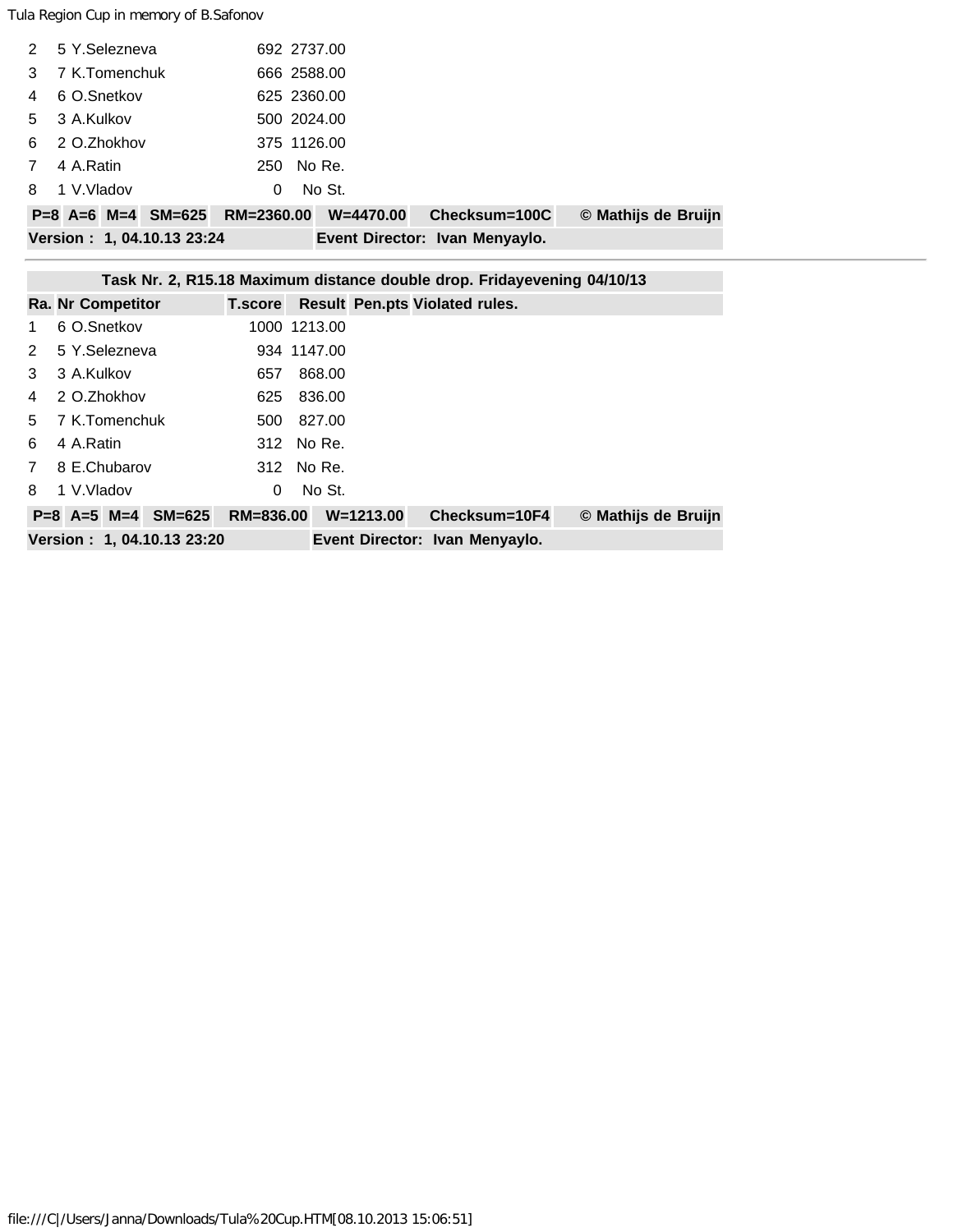| | | | | | | |
|---|---|---|---|---|---|---|
| 2 | 5 Y.Selezneva | 692 | 2737.00 | | | |
| 3 | 7 K.Tomenchuk | 666 | 2588.00 | | | |
| 4 | 6 O.Snetkov | 625 | 2360.00 | | | |
| 5 | 3 A.Kulkov | 500 | 2024.00 | | | |
| 6 | 2 O.Zhokhov | 375 | 1126.00 | | | |
| 7 | 4 A.Ratin | 250 | No Re. | | | |
| 8 | 1 V.Vladov | 0 | No St. | | | |

**P=8 A=6 M=4 SM=625 RM=2360.00 W=4470.00 Checksum=100C © Mathijs de Bruijn**

**Version : 1, 04.10.13 23:24 Event Director: Ivan Menyaylo.**

---

**Task Nr. 2, R15.18 Maximum distance double drop. Fridayevening 04/10/13**

| Ra. | Nr Competitor | T.score | Result | Pen.pts | Violated rules. |
|---|---|---|---|---|---|
| 1 | 6 O.Snetkov | 1000 | 1213.00 | | |
| 2 | 5 Y.Selezneva | 934 | 1147.00 | | |
| 3 | 3 A.Kulkov | 657 | 868.00 | | |
| 4 | 2 O.Zhokhov | 625 | 836.00 | | |
| 5 | 7 K.Tomenchuk | 500 | 827.00 | | |
| 6 | 4 A.Ratin | 312 | No Re. | | |
| 7 | 8 E.Chubarov | 312 | No Re. | | |
| 8 | 1 V.Vladov | 0 | No St. | | |

**P=8 A=5 M=4 SM=625 RM=836.00 W=1213.00 Checksum=10F4 © Mathijs de Bruijn**

**Version : 1, 04.10.13 23:20 Event Director: Ivan Menyaylo.**